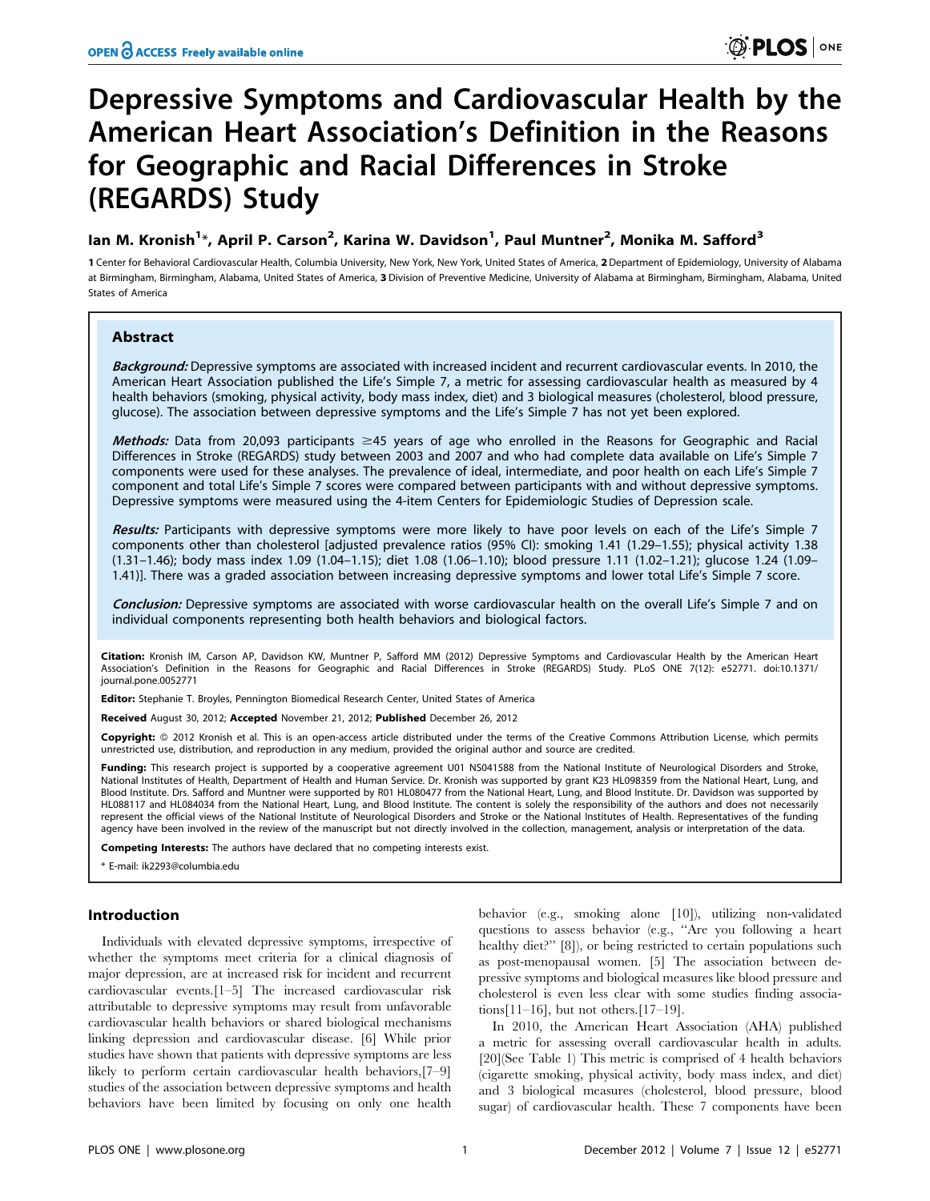# Depressive Symptoms and Cardiovascular Health by the American Heart Association's Definition in the Reasons for Geographic and Racial Differences in Stroke (REGARDS) Study

**Ian M. Kronish[1]*, April P. Carson[2], Karina W. Davidson[1], Paul Muntner[2], Monika M. Safford[3]**

**1** Center for Behavioral Cardiovascular Health, Columbia University, New York, New York, United States of America, **2** Department of Epidemiology, University of Alabama at Birmingham, Birmingham, Alabama, United States of America, **3** Division of Preventive Medicine, University of Alabama at Birmingham, Birmingham, Alabama, United States of America

## Abstract

***Background:*** Depressive symptoms are associated with increased incident and recurrent cardiovascular events. In 2010, the American Heart Association published the Life's Simple 7, a metric for assessing cardiovascular health as measured by 4 health behaviors (smoking, physical activity, body mass index, diet) and 3 biological measures (cholesterol, blood pressure, glucose). The association between depressive symptoms and the Life's Simple 7 has not yet been explored.

***Methods:*** Data from 20,093 participants ≥45 years of age who enrolled in the Reasons for Geographic and Racial Differences in Stroke (REGARDS) study between 2003 and 2007 and who had complete data available on Life's Simple 7 components were used for these analyses. The prevalence of ideal, intermediate, and poor health on each Life's Simple 7 component and total Life's Simple 7 scores were compared between participants with and without depressive symptoms. Depressive symptoms were measured using the 4-item Centers for Epidemiologic Studies of Depression scale.

***Results:*** Participants with depressive symptoms were more likely to have poor levels on each of the Life's Simple 7 components other than cholesterol [adjusted prevalence ratios (95% CI): smoking 1.41 (1.29–1.55); physical activity 1.38 (1.31–1.46); body mass index 1.09 (1.04–1.15); diet 1.08 (1.06–1.10); blood pressure 1.11 (1.02–1.21); glucose 1.24 (1.09–1.41)]. There was a graded association between increasing depressive symptoms and lower total Life's Simple 7 score.

***Conclusion:*** Depressive symptoms are associated with worse cardiovascular health on the overall Life's Simple 7 and on individual components representing both health behaviors and biological factors.

**Citation:** Kronish IM, Carson AP, Davidson KW, Muntner P, Safford MM (2012) Depressive Symptoms and Cardiovascular Health by the American Heart Association's Definition in the Reasons for Geographic and Racial Differences in Stroke (REGARDS) Study. PLoS ONE 7(12): e52771. doi:10.1371/journal.pone.0052771

**Editor:** Stephanie T. Broyles, Pennington Biomedical Research Center, United States of America

**Received** August 30, 2012; **Accepted** November 21, 2012; **Published** December 26, 2012

**Copyright:** © 2012 Kronish et al. This is an open-access article distributed under the terms of the Creative Commons Attribution License, which permits unrestricted use, distribution, and reproduction in any medium, provided the original author and source are credited.

**Funding:** This research project is supported by a cooperative agreement U01 NS041588 from the National Institute of Neurological Disorders and Stroke, National Institutes of Health, Department of Health and Human Service. Dr. Kronish was supported by grant K23 HL098359 from the National Heart, Lung, and Blood Institute. Drs. Safford and Muntner were supported by R01 HL080477 from the National Heart, Lung, and Blood Institute. Dr. Davidson was supported by HL088117 and HL084034 from the National Heart, Lung, and Blood Institute. The content is solely the responsibility of the authors and does not necessarily represent the official views of the National Institute of Neurological Disorders and Stroke or the National Institutes of Health. Representatives of the funding agency have been involved in the review of the manuscript but not directly involved in the collection, management, analysis or interpretation of the data.

**Competing Interests:** The authors have declared that no competing interests exist.

* E-mail: ik2293@columbia.edu

## Introduction

Individuals with elevated depressive symptoms, irrespective of whether the symptoms meet criteria for a clinical diagnosis of major depression, are at increased risk for incident and recurrent cardiovascular events.[1–5] The increased cardiovascular risk attributable to depressive symptoms may result from unfavorable cardiovascular health behaviors or shared biological mechanisms linking depression and cardiovascular disease. [6] While prior studies have shown that patients with depressive symptoms are less likely to perform certain cardiovascular health behaviors,[7–9] studies of the association between depressive symptoms and health behaviors have been limited by focusing on only one health behavior (e.g., smoking alone [10]), utilizing non-validated questions to assess behavior (e.g., "Are you following a heart healthy diet?" [8]), or being restricted to certain populations such as post-menopausal women. [5] The association between depressive symptoms and biological measures like blood pressure and cholesterol is even less clear with some studies finding associations[11–16], but not others.[17–19].

In 2010, the American Heart Association (AHA) published a metric for assessing overall cardiovascular health in adults. [20](See Table 1) This metric is comprised of 4 health behaviors (cigarette smoking, physical activity, body mass index, and diet) and 3 biological measures (cholesterol, blood pressure, blood sugar) of cardiovascular health. These 7 components have been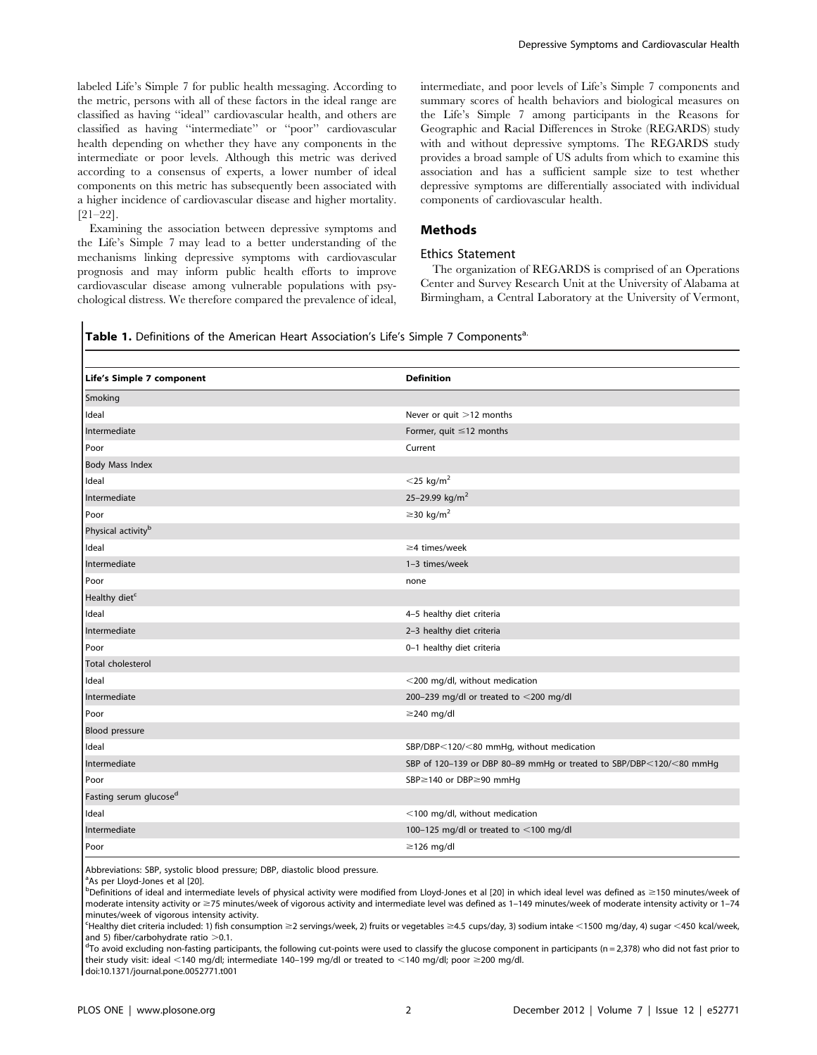labeled Life's Simple 7 for public health messaging. According to the metric, persons with all of these factors in the ideal range are classified as having "ideal" cardiovascular health, and others are classified as having "intermediate" or "poor" cardiovascular health depending on whether they have any components in the intermediate or poor levels. Although this metric was derived according to a consensus of experts, a lower number of ideal components on this metric has subsequently been associated with a higher incidence of cardiovascular disease and higher mortality. [21–22].

Examining the association between depressive symptoms and the Life's Simple 7 may lead to a better understanding of the mechanisms linking depressive symptoms with cardiovascular prognosis and may inform public health efforts to improve cardiovascular disease among vulnerable populations with psychological distress. We therefore compared the prevalence of ideal, intermediate, and poor levels of Life's Simple 7 components and summary scores of health behaviors and biological measures on the Life's Simple 7 among participants in the Reasons for Geographic and Racial Differences in Stroke (REGARDS) study with and without depressive symptoms. The REGARDS study provides a broad sample of US adults from which to examine this association and has a sufficient sample size to test whether depressive symptoms are differentially associated with individual components of cardiovascular health.

## Methods

### Ethics Statement

The organization of REGARDS is comprised of an Operations Center and Survey Research Unit at the University of Alabama at Birmingham, a Central Laboratory at the University of Vermont,

**Table 1.** Definitions of the American Heart Association's Life's Simple 7 Components[a].

| Life's Simple 7 component | Definition |
|---|---|
| Smoking | |
| Ideal | Never or quit >12 months |
| Intermediate | Former, quit ≤12 months |
| Poor | Current |
| Body Mass Index | |
| Ideal | <25 kg/m$^2$ |
| Intermediate | 25–29.99 kg/m$^2$ |
| Poor | ≥30 kg/m$^2$ |
| Physical activity[b] | |
| Ideal | ≥4 times/week |
| Intermediate | 1–3 times/week |
| Poor | none |
| Healthy diet[c] | |
| Ideal | 4–5 healthy diet criteria |
| Intermediate | 2–3 healthy diet criteria |
| Poor | 0–1 healthy diet criteria |
| Total cholesterol | |
| Ideal | <200 mg/dl, without medication |
| Intermediate | 200–239 mg/dl or treated to <200 mg/dl |
| Poor | ≥240 mg/dl |
| Blood pressure | |
| Ideal | SBP/DBP<120/<80 mmHg, without medication |
| Intermediate | SBP of 120–139 or DBP 80–89 mmHg or treated to SBP/DBP<120/<80 mmHg |
| Poor | SBP≥140 or DBP≥90 mmHg |
| Fasting serum glucose[d] | |
| Ideal | <100 mg/dl, without medication |
| Intermediate | 100–125 mg/dl or treated to <100 mg/dl |
| Poor | ≥126 mg/dl |

Abbreviations: SBP, systolic blood pressure; DBP, diastolic blood pressure.

[a]As per Lloyd-Jones et al [20].

[b]Definitions of ideal and intermediate levels of physical activity were modified from Lloyd-Jones et al [20] in which ideal level was defined as ≥150 minutes/week of moderate intensity activity or ≥75 minutes/week of vigorous activity and intermediate level was defined as 1–149 minutes/week of moderate intensity activity or 1–74 minutes/week of vigorous intensity activity.

[c]Healthy diet criteria included: 1) fish consumption ≥2 servings/week, 2) fruits or vegetables ≥4.5 cups/day, 3) sodium intake <1500 mg/day, 4) sugar <450 kcal/week, and 5) fiber/carbohydrate ratio >0.1.

[d]To avoid excluding non-fasting participants, the following cut-points were used to classify the glucose component in participants (n = 2,378) who did not fast prior to their study visit: ideal <140 mg/dl; intermediate 140–199 mg/dl or treated to <140 mg/dl; poor ≥200 mg/dl.

doi:10.1371/journal.pone.0052771.t001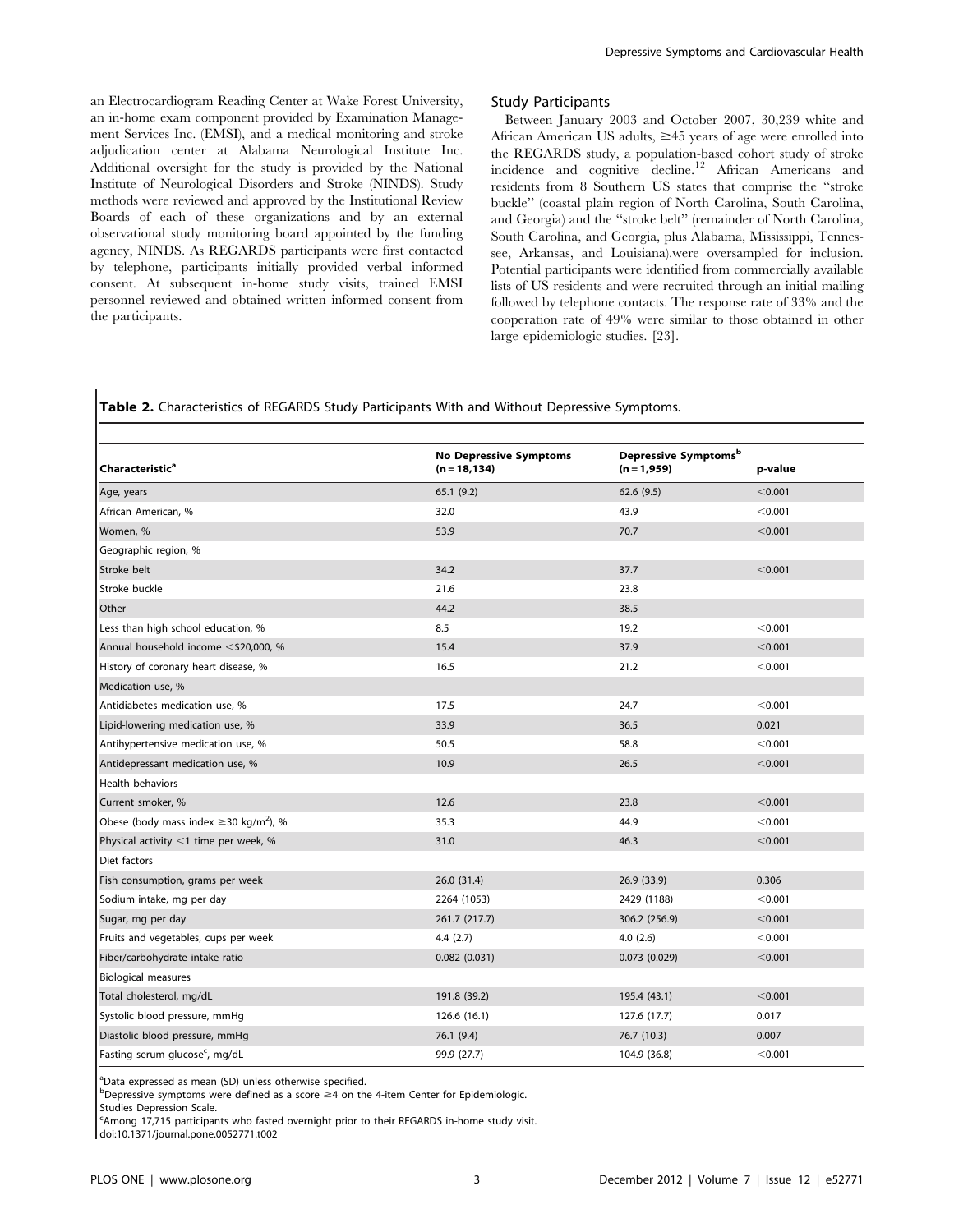an Electrocardiogram Reading Center at Wake Forest University, an in-home exam component provided by Examination Management Services Inc. (EMSI), and a medical monitoring and stroke adjudication center at Alabama Neurological Institute Inc. Additional oversight for the study is provided by the National Institute of Neurological Disorders and Stroke (NINDS). Study methods were reviewed and approved by the Institutional Review Boards of each of these organizations and by an external observational study monitoring board appointed by the funding agency, NINDS. As REGARDS participants were first contacted by telephone, participants initially provided verbal informed consent. At subsequent in-home study visits, trained EMSI personnel reviewed and obtained written informed consent from the participants.

### Study Participants

Between January 2003 and October 2007, 30,239 white and African American US adults, ≥45 years of age were enrolled into the REGARDS study, a population-based cohort study of stroke incidence and cognitive decline.[12] African Americans and residents from 8 Southern US states that comprise the "stroke buckle" (coastal plain region of North Carolina, South Carolina, and Georgia) and the "stroke belt" (remainder of North Carolina, South Carolina, and Georgia, plus Alabama, Mississippi, Tennessee, Arkansas, and Louisiana).were oversampled for inclusion. Potential participants were identified from commercially available lists of US residents and were recruited through an initial mailing followed by telephone contacts. The response rate of 33% and the cooperation rate of 49% were similar to those obtained in other large epidemiologic studies. [23].

**Table 2.** Characteristics of REGARDS Study Participants With and Without Depressive Symptoms.

| Characteristic[a] | No Depressive Symptoms (n = 18,134) | Depressive Symptoms[b] (n = 1,959) | p-value |
|---|---|---|---|
| Age, years | 65.1 (9.2) | 62.6 (9.5) | <0.001 |
| African American, % | 32.0 | 43.9 | <0.001 |
| Women, % | 53.9 | 70.7 | <0.001 |
| Geographic region, % | | | |
| Stroke belt | 34.2 | 37.7 | <0.001 |
| Stroke buckle | 21.6 | 23.8 | |
| Other | 44.2 | 38.5 | |
| Less than high school education, % | 8.5 | 19.2 | <0.001 |
| Annual household income <$20,000, % | 15.4 | 37.9 | <0.001 |
| History of coronary heart disease, % | 16.5 | 21.2 | <0.001 |
| Medication use, % | | | |
| Antidiabetes medication use, % | 17.5 | 24.7 | <0.001 |
| Lipid-lowering medication use, % | 33.9 | 36.5 | 0.021 |
| Antihypertensive medication use, % | 50.5 | 58.8 | <0.001 |
| Antidepressant medication use, % | 10.9 | 26.5 | <0.001 |
| Health behaviors | | | |
| Current smoker, % | 12.6 | 23.8 | <0.001 |
| Obese (body mass index ≥30 kg/m$^2$), % | 35.3 | 44.9 | <0.001 |
| Physical activity <1 time per week, % | 31.0 | 46.3 | <0.001 |
| Diet factors | | | |
| Fish consumption, grams per week | 26.0 (31.4) | 26.9 (33.9) | 0.306 |
| Sodium intake, mg per day | 2264 (1053) | 2429 (1188) | <0.001 |
| Sugar, mg per day | 261.7 (217.7) | 306.2 (256.9) | <0.001 |
| Fruits and vegetables, cups per week | 4.4 (2.7) | 4.0 (2.6) | <0.001 |
| Fiber/carbohydrate intake ratio | 0.082 (0.031) | 0.073 (0.029) | <0.001 |
| Biological measures | | | |
| Total cholesterol, mg/dL | 191.8 (39.2) | 195.4 (43.1) | <0.001 |
| Systolic blood pressure, mmHg | 126.6 (16.1) | 127.6 (17.7) | 0.017 |
| Diastolic blood pressure, mmHg | 76.1 (9.4) | 76.7 (10.3) | 0.007 |
| Fasting serum glucose[c], mg/dL | 99.9 (27.7) | 104.9 (36.8) | <0.001 |

[a]Data expressed as mean (SD) unless otherwise specified.
[b]Depressive symptoms were defined as a score ≥4 on the 4-item Center for Epidemiologic.
Studies Depression Scale.
[c]Among 17,715 participants who fasted overnight prior to their REGARDS in-home study visit.
doi:10.1371/journal.pone.0052771.t002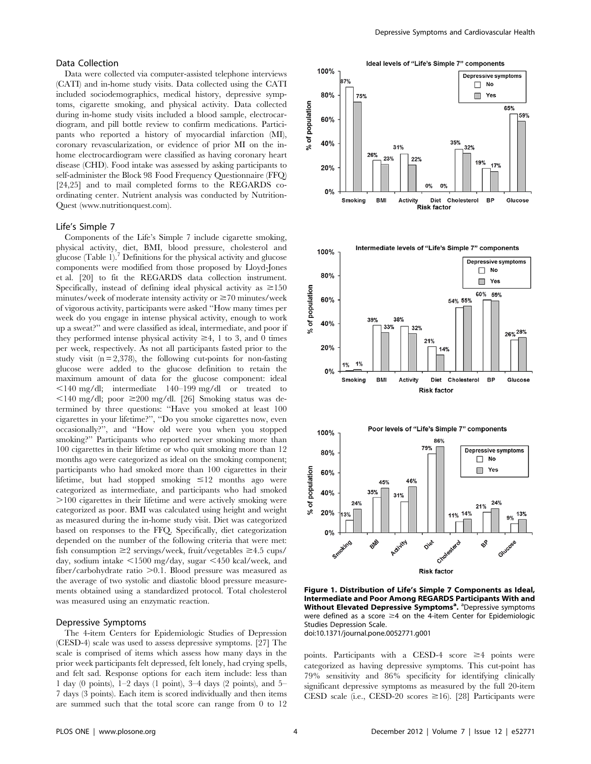### Data Collection

Data were collected via computer-assisted telephone interviews (CATI) and in-home study visits. Data collected using the CATI included sociodemographics, medical history, depressive symptoms, cigarette smoking, and physical activity. Data collected during in-home study visits included a blood sample, electrocardiogram, and pill bottle review to confirm medications. Participants who reported a history of myocardial infarction (MI), coronary revascularization, or evidence of prior MI on the in-home electrocardiogram were classified as having coronary heart disease (CHD). Food intake was assessed by asking participants to self-administer the Block 98 Food Frequency Questionnaire (FFQ) [24,25] and to mail completed forms to the REGARDS coordinating center. Nutrient analysis was conducted by NutritionQuest (www.nutritionquest.com).

### Life's Simple 7

Components of the Life's Simple 7 include cigarette smoking, physical activity, diet, BMI, blood pressure, cholesterol and glucose (Table 1).[7] Definitions for the physical activity and glucose components were modified from those proposed by Lloyd-Jones et al. [20] to fit the REGARDS data collection instrument. Specifically, instead of defining ideal physical activity as ≥150 minutes/week of moderate intensity activity or ≥70 minutes/week of vigorous activity, participants were asked "How many times per week do you engage in intense physical activity, enough to work up a sweat?" and were classified as ideal, intermediate, and poor if they performed intense physical activity ≥4, 1 to 3, and 0 times per week, respectively. As not all participants fasted prior to the study visit (n = 2,378), the following cut-points for non-fasting glucose were added to the glucose definition to retain the maximum amount of data for the glucose component: ideal <140 mg/dl; intermediate 140–199 mg/dl or treated to <140 mg/dl; poor ≥200 mg/dl. [26] Smoking status was determined by three questions: "Have you smoked at least 100 cigarettes in your lifetime?", "Do you smoke cigarettes now, even occasionally?", and "How old were you when you stopped smoking?" Participants who reported never smoking more than 100 cigarettes in their lifetime or who quit smoking more than 12 months ago were categorized as ideal on the smoking component; participants who had smoked more than 100 cigarettes in their lifetime, but had stopped smoking ≤12 months ago were categorized as intermediate, and participants who had smoked >100 cigarettes in their lifetime and were actively smoking were categorized as poor. BMI was calculated using height and weight as measured during the in-home study visit. Diet was categorized based on responses to the FFQ. Specifically, diet categorization depended on the number of the following criteria that were met: fish consumption ≥2 servings/week, fruit/vegetables ≥4.5 cups/day, sodium intake <1500 mg/day, sugar <450 kcal/week, and fiber/carbohydrate ratio >0.1. Blood pressure was measured as the average of two systolic and diastolic blood pressure measurements obtained using a standardized protocol. Total cholesterol was measured using an enzymatic reaction.

### Depressive Symptoms

The 4-item Centers for Epidemiologic Studies of Depression (CESD-4) scale was used to assess depressive symptoms. [27] The scale is comprised of items which assess how many days in the prior week participants felt depressed, felt lonely, had crying spells, and felt sad. Response options for each item include: less than 1 day (0 points), 1–2 days (1 point), 3–4 days (2 points), and 5–7 days (3 points). Each item is scored individually and then items are summed such that the total score can range from 0 to 12 points. Participants with a CESD-4 score ≥4 points were categorized as having depressive symptoms. This cut-point has 79% sensitivity and 86% specificity for identifying clinically significant depressive symptoms as measured by the full 20-item CESD scale (i.e., CESD-20 scores ≥16). [28] Participants were

**Figure 1. Distribution of Life's Simple 7 Components as Ideal, Intermediate and Poor Among REGARDS Participants With and Without Elevated Depressive Symptoms[a].** [a]Depressive symptoms were defined as a score ≥4 on the 4-item Center for Epidemiologic Studies Depression Scale.
doi:10.1371/journal.pone.0052771.g001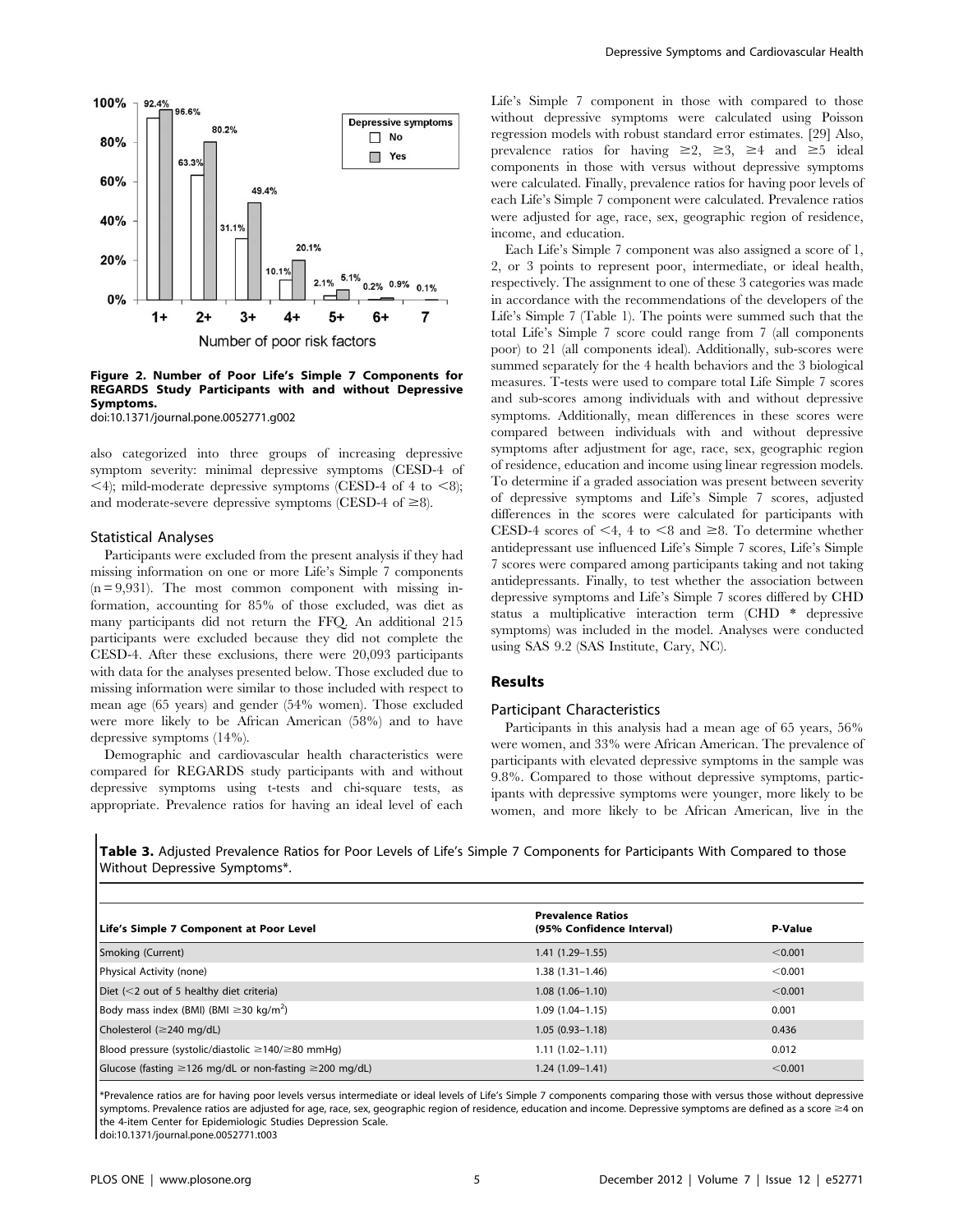Figure 2. Number of Poor Life's Simple 7 Components for REGARDS Study Participants with and without Depressive Symptoms.
doi:10.1371/journal.pone.0052771.g002

also categorized into three groups of increasing depressive symptom severity: minimal depressive symptoms (CESD-4 of <4); mild-moderate depressive symptoms (CESD-4 of 4 to <8); and moderate-severe depressive symptoms (CESD-4 of ≥8).

### Statistical Analyses

Participants were excluded from the present analysis if they had missing information on one or more Life's Simple 7 components (n = 9,931). The most common component with missing information, accounting for 85% of those excluded, was diet as many participants did not return the FFQ. An additional 215 participants were excluded because they did not complete the CESD-4. After these exclusions, there were 20,093 participants with data for the analyses presented below. Those excluded due to missing information were similar to those included with respect to mean age (65 years) and gender (54% women). Those excluded were more likely to be African American (58%) and to have depressive symptoms (14%).

Demographic and cardiovascular health characteristics were compared for REGARDS study participants with and without depressive symptoms using t-tests and chi-square tests, as appropriate. Prevalence ratios for having an ideal level of each Life's Simple 7 component in those with compared to those without depressive symptoms were calculated using Poisson regression models with robust standard error estimates. [29] Also, prevalence ratios for having ≥2, ≥3, ≥4 and ≥5 ideal components in those with versus without depressive symptoms were calculated. Finally, prevalence ratios for having poor levels of each Life's Simple 7 component were calculated. Prevalence ratios were adjusted for age, race, sex, geographic region of residence, income, and education.

Each Life's Simple 7 component was also assigned a score of 1, 2, or 3 points to represent poor, intermediate, or ideal health, respectively. The assignment to one of these 3 categories was made in accordance with the recommendations of the developers of the Life's Simple 7 (Table 1). The points were summed such that the total Life's Simple 7 score could range from 7 (all components poor) to 21 (all components ideal). Additionally, sub-scores were summed separately for the 4 health behaviors and the 3 biological measures. T-tests were used to compare total Life Simple 7 scores and sub-scores among individuals with and without depressive symptoms. Additionally, mean differences in these scores were compared between individuals with and without depressive symptoms after adjustment for age, race, sex, geographic region of residence, education and income using linear regression models. To determine if a graded association was present between severity of depressive symptoms and Life's Simple 7 scores, adjusted differences in the scores were calculated for participants with CESD-4 scores of <4, 4 to <8 and ≥8. To determine whether antidepressant use influenced Life's Simple 7 scores, Life's Simple 7 scores were compared among participants taking and not taking antidepressants. Finally, to test whether the association between depressive symptoms and Life's Simple 7 scores differed by CHD status a multiplicative interaction term (CHD * depressive symptoms) was included in the model. Analyses were conducted using SAS 9.2 (SAS Institute, Cary, NC).

## Results

### Participant Characteristics

Participants in this analysis had a mean age of 65 years, 56% were women, and 33% were African American. The prevalence of participants with elevated depressive symptoms in the sample was 9.8%. Compared to those without depressive symptoms, participants with depressive symptoms were younger, more likely to be women, and more likely to be African American, live in the

**Table 3.** Adjusted Prevalence Ratios for Poor Levels of Life's Simple 7 Components for Participants With Compared to those Without Depressive Symptoms*.

| Life's Simple 7 Component at Poor Level | Prevalence Ratios (95% Confidence Interval) | P-Value |
|---|---|---|
| Smoking (Current) | 1.41 (1.29–1.55) | <0.001 |
| Physical Activity (none) | 1.38 (1.31–1.46) | <0.001 |
| Diet (<2 out of 5 healthy diet criteria) | 1.08 (1.06–1.10) | <0.001 |
| Body mass index (BMI) (BMI ≥30 kg/m$^2$) | 1.09 (1.04–1.15) | 0.001 |
| Cholesterol (≥240 mg/dL) | 1.05 (0.93–1.18) | 0.436 |
| Blood pressure (systolic/diastolic ≥140/≥80 mmHg) | 1.11 (1.02–1.11) | 0.012 |
| Glucose (fasting ≥126 mg/dL or non-fasting ≥200 mg/dL) | 1.24 (1.09–1.41) | <0.001 |

*Prevalence ratios are for having poor levels versus intermediate or ideal levels of Life's Simple 7 components comparing those with versus those without depressive symptoms. Prevalence ratios are adjusted for age, race, sex, geographic region of residence, education and income. Depressive symptoms are defined as a score ≥4 on the 4-item Center for Epidemiologic Studies Depression Scale.
doi:10.1371/journal.pone.0052771.t003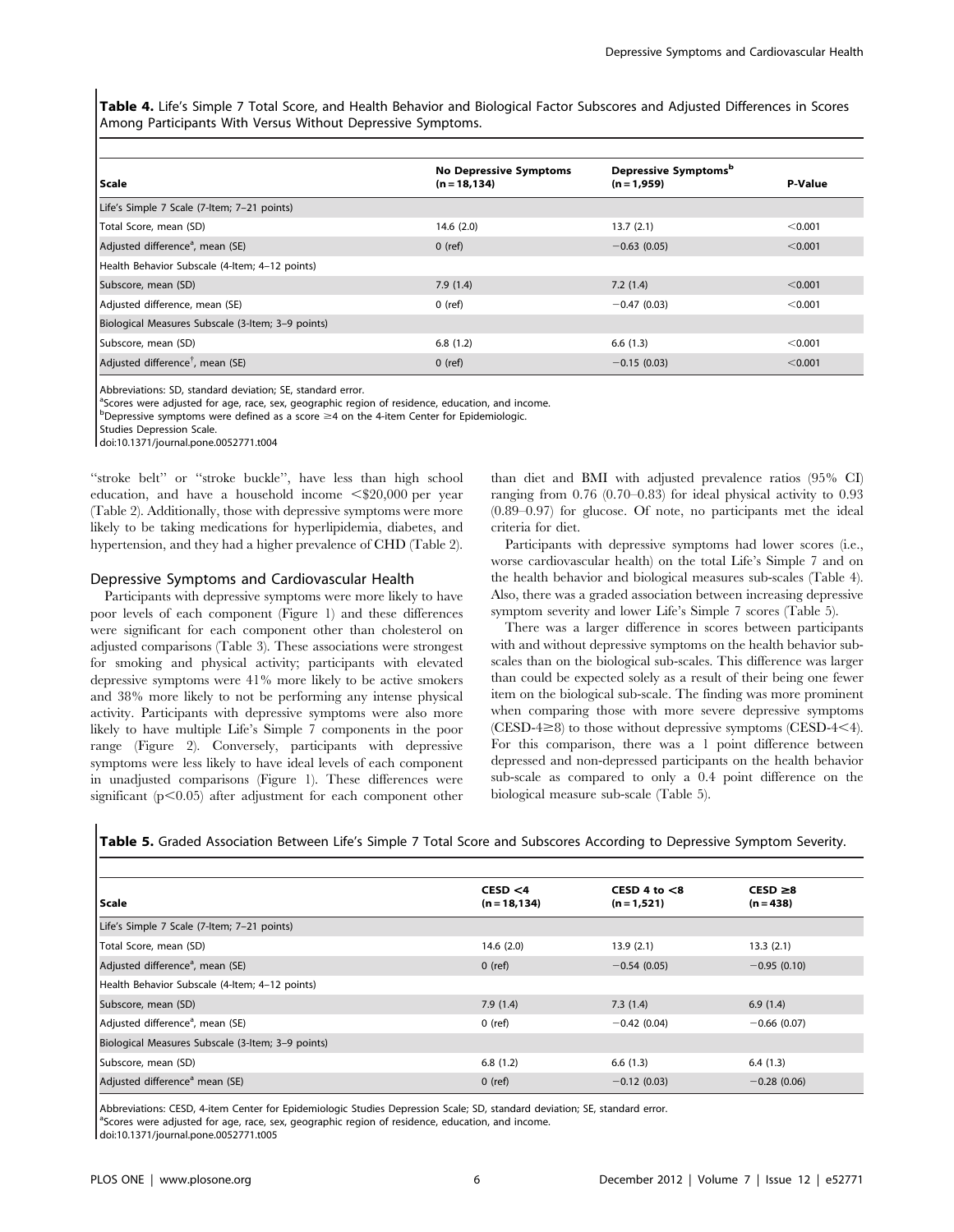**Table 4.** Life's Simple 7 Total Score, and Health Behavior and Biological Factor Subscores and Adjusted Differences in Scores Among Participants With Versus Without Depressive Symptoms.

| Scale | No Depressive Symptoms (n = 18,134) | Depressive Symptoms[b] (n = 1,959) | P-Value |
|---|---|---|---|
| Life's Simple 7 Scale (7-Item; 7–21 points) | | | |
| Total Score, mean (SD) | 14.6 (2.0) | 13.7 (2.1) | <0.001 |
| Adjusted difference[a], mean (SE) | 0 (ref) | −0.63 (0.05) | <0.001 |
| Health Behavior Subscale (4-Item; 4–12 points) | | | |
| Subscore, mean (SD) | 7.9 (1.4) | 7.2 (1.4) | <0.001 |
| Adjusted difference, mean (SE) | 0 (ref) | −0.47 (0.03) | <0.001 |
| Biological Measures Subscale (3-Item; 3–9 points) | | | |
| Subscore, mean (SD) | 6.8 (1.2) | 6.6 (1.3) | <0.001 |
| Adjusted difference[†], mean (SE) | 0 (ref) | −0.15 (0.03) | <0.001 |

Abbreviations: SD, standard deviation; SE, standard error.
[a]Scores were adjusted for age, race, sex, geographic region of residence, education, and income.
[b]Depressive symptoms were defined as a score ≥4 on the 4-item Center for Epidemiologic.
Studies Depression Scale.
doi:10.1371/journal.pone.0052771.t004

''stroke belt'' or ''stroke buckle'', have less than high school education, and have a household income <$20,000 per year (Table 2). Additionally, those with depressive symptoms were more likely to be taking medications for hyperlipidemia, diabetes, and hypertension, and they had a higher prevalence of CHD (Table 2).

## Depressive Symptoms and Cardiovascular Health

Participants with depressive symptoms were more likely to have poor levels of each component (Figure 1) and these differences were significant for each component other than cholesterol on adjusted comparisons (Table 3). These associations were strongest for smoking and physical activity; participants with elevated depressive symptoms were 41% more likely to be active smokers and 38% more likely to not be performing any intense physical activity. Participants with depressive symptoms were also more likely to have multiple Life's Simple 7 components in the poor range (Figure 2). Conversely, participants with depressive symptoms were less likely to have ideal levels of each component in unadjusted comparisons (Figure 1). These differences were significant ($p<0.05$) after adjustment for each component other than diet and BMI with adjusted prevalence ratios (95% CI) ranging from 0.76 (0.70–0.83) for ideal physical activity to 0.93 (0.89–0.97) for glucose. Of note, no participants met the ideal criteria for diet.

Participants with depressive symptoms had lower scores (i.e., worse cardiovascular health) on the total Life's Simple 7 and on the health behavior and biological measures sub-scales (Table 4). Also, there was a graded association between increasing depressive symptom severity and lower Life's Simple 7 scores (Table 5).

There was a larger difference in scores between participants with and without depressive symptoms on the health behavior sub-scales than on the biological sub-scales. This difference was larger than could be expected solely as a result of their being one fewer item on the biological sub-scale. The finding was more prominent when comparing those with more severe depressive symptoms (CESD-4≥8) to those without depressive symptoms (CESD-4<4). For this comparison, there was a 1 point difference between depressed and non-depressed participants on the health behavior sub-scale as compared to only a 0.4 point difference on the biological measure sub-scale (Table 5).

**Table 5.** Graded Association Between Life's Simple 7 Total Score and Subscores According to Depressive Symptom Severity.

| Scale | CESD <4 (n = 18,134) | CESD 4 to <8 (n = 1,521) | CESD ≥8 (n = 438) |
|---|---|---|---|
| Life's Simple 7 Scale (7-Item; 7–21 points) | | | |
| Total Score, mean (SD) | 14.6 (2.0) | 13.9 (2.1) | 13.3 (2.1) |
| Adjusted difference[a], mean (SE) | 0 (ref) | −0.54 (0.05) | −0.95 (0.10) |
| Health Behavior Subscale (4-Item; 4–12 points) | | | |
| Subscore, mean (SD) | 7.9 (1.4) | 7.3 (1.4) | 6.9 (1.4) |
| Adjusted difference[a], mean (SE) | 0 (ref) | −0.42 (0.04) | −0.66 (0.07) |
| Biological Measures Subscale (3-Item; 3–9 points) | | | |
| Subscore, mean (SD) | 6.8 (1.2) | 6.6 (1.3) | 6.4 (1.3) |
| Adjusted difference[a] mean (SE) | 0 (ref) | −0.12 (0.03) | −0.28 (0.06) |

Abbreviations: CESD, 4-item Center for Epidemiologic Studies Depression Scale; SD, standard deviation; SE, standard error.
[a]Scores were adjusted for age, race, sex, geographic region of residence, education, and income.
doi:10.1371/journal.pone.0052771.t005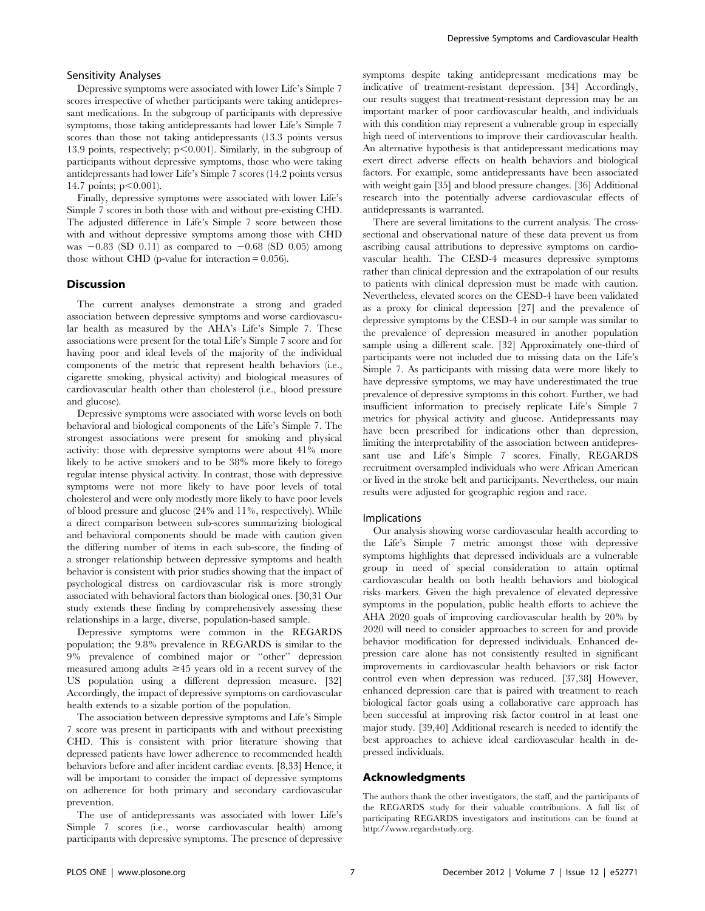### Sensitivity Analyses

Depressive symptoms were associated with lower Life's Simple 7 scores irrespective of whether participants were taking antidepressant medications. In the subgroup of participants with depressive symptoms, those taking antidepressants had lower Life's Simple 7 scores than those not taking antidepressants (13.3 points versus 13.9 points, respectively; $p<0.001$). Similarly, in the subgroup of participants without depressive symptoms, those who were taking antidepressants had lower Life's Simple 7 scores (14.2 points versus 14.7 points; $p<0.001$).

Finally, depressive symptoms were associated with lower Life's Simple 7 scores in both those with and without pre-existing CHD. The adjusted difference in Life's Simple 7 score between those with and without depressive symptoms among those with CHD was $-0.83$ (SD 0.11) as compared to $-0.68$ (SD 0.05) among those without CHD (p-value for interaction = 0.056).

## Discussion

The current analyses demonstrate a strong and graded association between depressive symptoms and worse cardiovascular health as measured by the AHA's Life's Simple 7. These associations were present for the total Life's Simple 7 score and for having poor and ideal levels of the majority of the individual components of the metric that represent health behaviors (i.e., cigarette smoking, physical activity) and biological measures of cardiovascular health other than cholesterol (i.e., blood pressure and glucose).

Depressive symptoms were associated with worse levels on both behavioral and biological components of the Life's Simple 7. The strongest associations were present for smoking and physical activity: those with depressive symptoms were about 41% more likely to be active smokers and to be 38% more likely to forego regular intense physical activity. In contrast, those with depressive symptoms were not more likely to have poor levels of total cholesterol and were only modestly more likely to have poor levels of blood pressure and glucose (24% and 11%, respectively). While a direct comparison between sub-scores summarizing biological and behavioral components should be made with caution given the differing number of items in each sub-score, the finding of a stronger relationship between depressive symptoms and health behavior is consistent with prior studies showing that the impact of psychological distress on cardiovascular risk is more strongly associated with behavioral factors than biological ones. [30,31 Our study extends these finding by comprehensively assessing these relationships in a large, diverse, population-based sample.

Depressive symptoms were common in the REGARDS population; the 9.8% prevalence in REGARDS is similar to the 9% prevalence of combined major or "other" depression measured among adults ≥45 years old in a recent survey of the US population using a different depression measure. [32] Accordingly, the impact of depressive symptoms on cardiovascular health extends to a sizable portion of the population.

The association between depressive symptoms and Life's Simple 7 score was present in participants with and without preexisting CHD. This is consistent with prior literature showing that depressed patients have lower adherence to recommended health behaviors before and after incident cardiac events. [8,33] Hence, it will be important to consider the impact of depressive symptoms on adherence for both primary and secondary cardiovascular prevention.

The use of antidepressants was associated with lower Life's Simple 7 scores (i.e., worse cardiovascular health) among participants with depressive symptoms. The presence of depressive symptoms despite taking antidepressant medications may be indicative of treatment-resistant depression. [34] Accordingly, our results suggest that treatment-resistant depression may be an important marker of poor cardiovascular health, and individuals with this condition may represent a vulnerable group in especially high need of interventions to improve their cardiovascular health. An alternative hypothesis is that antidepressant medications may exert direct adverse effects on health behaviors and biological factors. For example, some antidepressants have been associated with weight gain [35] and blood pressure changes. [36] Additional research into the potentially adverse cardiovascular effects of antidepressants is warranted.

There are several limitations to the current analysis. The cross-sectional and observational nature of these data prevent us from ascribing causal attributions to depressive symptoms on cardiovascular health. The CESD-4 measures depressive symptoms rather than clinical depression and the extrapolation of our results to patients with clinical depression must be made with caution. Nevertheless, elevated scores on the CESD-4 have been validated as a proxy for clinical depression [27] and the prevalence of depressive symptoms by the CESD-4 in our sample was similar to the prevalence of depression measured in another population sample using a different scale. [32] Approximately one-third of participants were not included due to missing data on the Life's Simple 7. As participants with missing data were more likely to have depressive symptoms, we may have underestimated the true prevalence of depressive symptoms in this cohort. Further, we had insufficient information to precisely replicate Life's Simple 7 metrics for physical activity and glucose. Antidepressants may have been prescribed for indications other than depression, limiting the interpretability of the association between antidepressant use and Life's Simple 7 scores. Finally, REGARDS recruitment oversampled individuals who were African American or lived in the stroke belt and participants. Nevertheless, our main results were adjusted for geographic region and race.

### Implications

Our analysis showing worse cardiovascular health according to the Life's Simple 7 metric amongst those with depressive symptoms highlights that depressed individuals are a vulnerable group in need of special consideration to attain optimal cardiovascular health on both health behaviors and biological risks markers. Given the high prevalence of elevated depressive symptoms in the population, public health efforts to achieve the AHA 2020 goals of improving cardiovascular health by 20% by 2020 will need to consider approaches to screen for and provide behavior modification for depressed individuals. Enhanced depression care alone has not consistently resulted in significant improvements in cardiovascular health behaviors or risk factor control even when depression was reduced. [37,38] However, enhanced depression care that is paired with treatment to reach biological factor goals using a collaborative care approach has been successful at improving risk factor control in at least one major study. [39,40] Additional research is needed to identify the best approaches to achieve ideal cardiovascular health in depressed individuals.

## Acknowledgments

The authors thank the other investigators, the staff, and the participants of the REGARDS study for their valuable contributions. A full list of participating REGARDS investigators and institutions can be found at http://www.regardsstudy.org.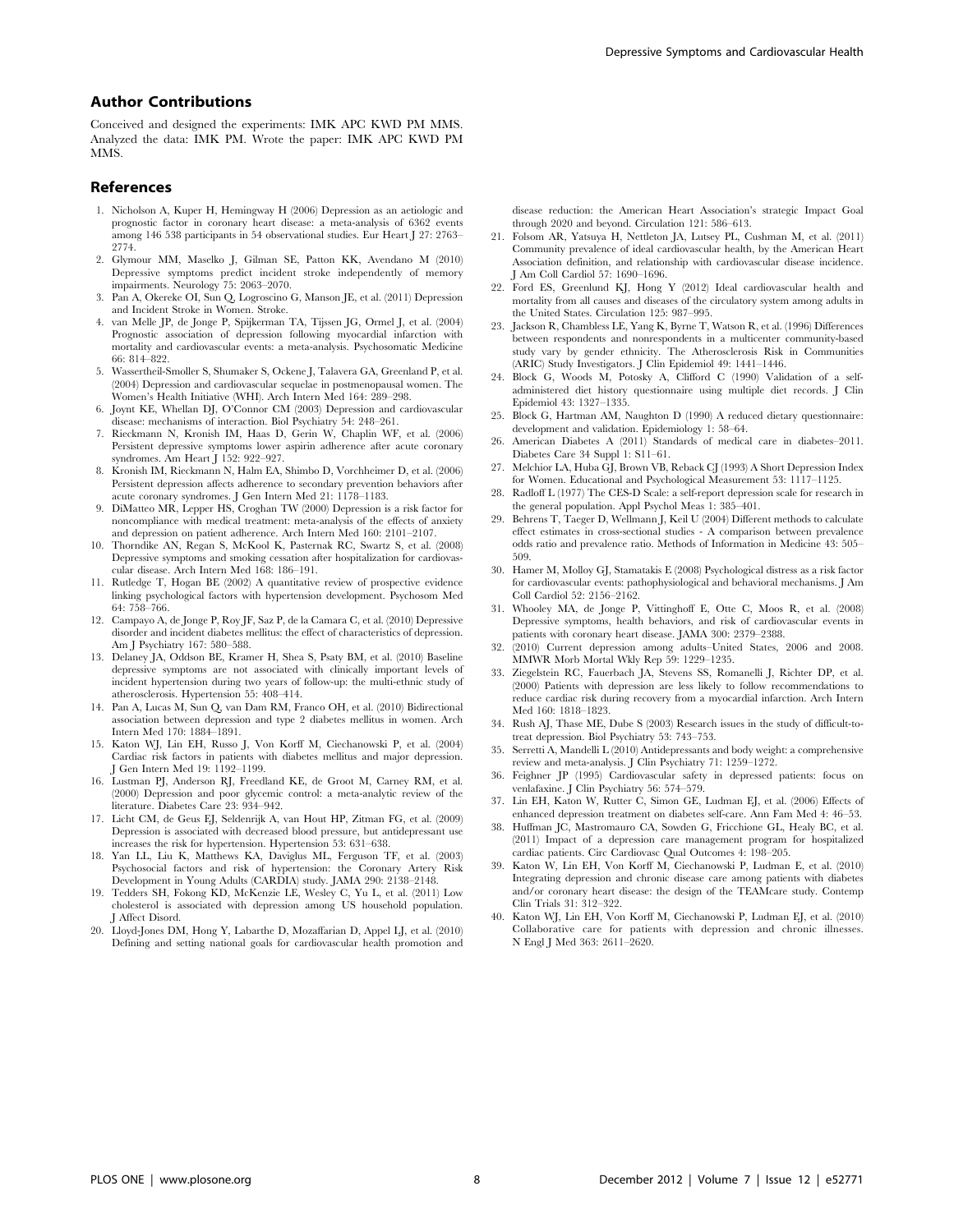## Author Contributions

Conceived and designed the experiments: IMK APC KWD PM MMS. Analyzed the data: IMK PM. Wrote the paper: IMK APC KWD PM MMS.

## References

1. Nicholson A, Kuper H, Hemingway H (2006) Depression as an aetiologic and prognostic factor in coronary heart disease: a meta-analysis of 6362 events among 146 538 participants in 54 observational studies. Eur Heart J 27: 2763–2774.
2. Glymour MM, Maselko J, Gilman SE, Patton KK, Avendano M (2010) Depressive symptoms predict incident stroke independently of memory impairments. Neurology 75: 2063–2070.
3. Pan A, Okereke OI, Sun Q, Logroscino G, Manson JE, et al. (2011) Depression and Incident Stroke in Women. Stroke.
4. van Melle JP, de Jonge P, Spijkerman TA, Tijssen JG, Ormel J, et al. (2004) Prognostic association of depression following myocardial infarction with mortality and cardiovascular events: a meta-analysis. Psychosomatic Medicine 66: 814–822.
5. Wassertheil-Smoller S, Shumaker S, Ockene J, Talavera GA, Greenland P, et al. (2004) Depression and cardiovascular sequelae in postmenopausal women. The Women's Health Initiative (WHI). Arch Intern Med 164: 289–298.
6. Joynt KE, Whellan DJ, O'Connor CM (2003) Depression and cardiovascular disease: mechanisms of interaction. Biol Psychiatry 54: 248–261.
7. Rieckmann N, Kronish IM, Haas D, Gerin W, Chaplin WF, et al. (2006) Persistent depressive symptoms lower aspirin adherence after acute coronary syndromes. Am Heart J 152: 922–927.
8. Kronish IM, Rieckmann N, Halm EA, Shimbo D, Vorchheimer D, et al. (2006) Persistent depression affects adherence to secondary prevention behaviors after acute coronary syndromes. J Gen Intern Med 21: 1178–1183.
9. DiMatteo MR, Lepper HS, Croghan TW (2000) Depression is a risk factor for noncompliance with medical treatment: meta-analysis of the effects of anxiety and depression on patient adherence. Arch Intern Med 160: 2101–2107.
10. Thorndike AN, Regan S, McKool K, Pasternak RC, Swartz S, et al. (2008) Depressive symptoms and smoking cessation after hospitalization for cardiovascular disease. Arch Intern Med 168: 186–191.
11. Rutledge T, Hogan BE (2002) A quantitative review of prospective evidence linking psychological factors with hypertension development. Psychosom Med 64: 758–766.
12. Campayo A, de Jonge P, Roy JF, Saz P, de la Camara C, et al. (2010) Depressive disorder and incident diabetes mellitus: the effect of characteristics of depression. Am J Psychiatry 167: 580–588.
13. Delaney JA, Oddson BE, Kramer H, Shea S, Psaty BM, et al. (2010) Baseline depressive symptoms are not associated with clinically important levels of incident hypertension during two years of follow-up: the multi-ethnic study of atherosclerosis. Hypertension 55: 408–414.
14. Pan A, Lucas M, Sun Q, van Dam RM, Franco OH, et al. (2010) Bidirectional association between depression and type 2 diabetes mellitus in women. Arch Intern Med 170: 1884–1891.
15. Katon WJ, Lin EH, Russo J, Von Korff M, Ciechanowski P, et al. (2004) Cardiac risk factors in patients with diabetes mellitus and major depression. J Gen Intern Med 19: 1192–1199.
16. Lustman PJ, Anderson RJ, Freedland KE, de Groot M, Carney RM, et al. (2000) Depression and poor glycemic control: a meta-analytic review of the literature. Diabetes Care 23: 934–942.
17. Licht CM, de Geus EJ, Seldenrijk A, van Hout HP, Zitman FG, et al. (2009) Depression is associated with decreased blood pressure, but antidepressant use increases the risk for hypertension. Hypertension 53: 631–638.
18. Yan LL, Liu K, Matthews KA, Daviglus ML, Ferguson TF, et al. (2003) Psychosocial factors and risk of hypertension: the Coronary Artery Risk Development in Young Adults (CARDIA) study. JAMA 290: 2138–2148.
19. Tedders SH, Fokong KD, McKenzie LE, Wesley C, Yu L, et al. (2011) Low cholesterol is associated with depression among US household population. J Affect Disord.
20. Lloyd-Jones DM, Hong Y, Labarthe D, Mozaffarian D, Appel LJ, et al. (2010) Defining and setting national goals for cardiovascular health promotion and disease reduction: the American Heart Association's strategic Impact Goal through 2020 and beyond. Circulation 121: 586–613.
21. Folsom AR, Yatsuya H, Nettleton JA, Lutsey PL, Cushman M, et al. (2011) Community prevalence of ideal cardiovascular health, by the American Heart Association definition, and relationship with cardiovascular disease incidence. J Am Coll Cardiol 57: 1690–1696.
22. Ford ES, Greenlund KJ, Hong Y (2012) Ideal cardiovascular health and mortality from all causes and diseases of the circulatory system among adults in the United States. Circulation 125: 987–995.
23. Jackson R, Chambless LE, Yang K, Byrne T, Watson R, et al. (1996) Differences between respondents and nonrespondents in a multicenter community-based study vary by gender ethnicity. The Atherosclerosis Risk in Communities (ARIC) Study Investigators. J Clin Epidemiol 49: 1441–1446.
24. Block G, Woods M, Potosky A, Clifford C (1990) Validation of a self-administered diet history questionnaire using multiple diet records. J Clin Epidemiol 43: 1327–1335.
25. Block G, Hartman AM, Naughton D (1990) A reduced dietary questionnaire: development and validation. Epidemiology 1: 58–64.
26. American Diabetes A (2011) Standards of medical care in diabetes–2011. Diabetes Care 34 Suppl 1: S11–61.
27. Melchior LA, Huba GJ, Brown VB, Reback CJ (1993) A Short Depression Index for Women. Educational and Psychological Measurement 53: 1117–1125.
28. Radloff L (1977) The CES-D Scale: a self-report depression scale for research in the general population. Appl Psychol Meas 1: 385–401.
29. Behrens T, Taeger D, Wellmann J, Keil U (2004) Different methods to calculate effect estimates in cross-sectional studies - A comparison between prevalence odds ratio and prevalence ratio. Methods of Information in Medicine 43: 505–509.
30. Hamer M, Molloy GJ, Stamatakis E (2008) Psychological distress as a risk factor for cardiovascular events: pathophysiological and behavioral mechanisms. J Am Coll Cardiol 52: 2156–2162.
31. Whooley MA, de Jonge P, Vittinghoff E, Otte C, Moos R, et al. (2008) Depressive symptoms, health behaviors, and risk of cardiovascular events in patients with coronary heart disease. JAMA 300: 2379–2388.
32. (2010) Current depression among adults–United States, 2006 and 2008. MMWR Morb Mortal Wkly Rep 59: 1229–1235.
33. Ziegelstein RC, Fauerbach JA, Stevens SS, Romanelli J, Richter DP, et al. (2000) Patients with depression are less likely to follow recommendations to reduce cardiac risk during recovery from a myocardial infarction. Arch Intern Med 160: 1818–1823.
34. Rush AJ, Thase ME, Dube S (2003) Research issues in the study of difficult-to-treat depression. Biol Psychiatry 53: 743–753.
35. Serretti A, Mandelli L (2010) Antidepressants and body weight: a comprehensive review and meta-analysis. J Clin Psychiatry 71: 1259–1272.
36. Feighner JP (1995) Cardiovascular safety in depressed patients: focus on venlafaxine. J Clin Psychiatry 56: 574–579.
37. Lin EH, Katon W, Rutter C, Simon GE, Ludman EJ, et al. (2006) Effects of enhanced depression treatment on diabetes self-care. Ann Fam Med 4: 46–53.
38. Huffman JC, Mastromauro CA, Sowden G, Fricchione GL, Healy BC, et al. (2011) Impact of a depression care management program for hospitalized cardiac patients. Circ Cardiovasc Qual Outcomes 4: 198–205.
39. Katon W, Lin EH, Von Korff M, Ciechanowski P, Ludman E, et al. (2010) Integrating depression and chronic disease care among patients with diabetes and/or coronary heart disease: the design of the TEAMcare study. Contemp Clin Trials 31: 312–322.
40. Katon WJ, Lin EH, Von Korff M, Ciechanowski P, Ludman EJ, et al. (2010) Collaborative care for patients with depression and chronic illnesses. N Engl J Med 363: 2611–2620.